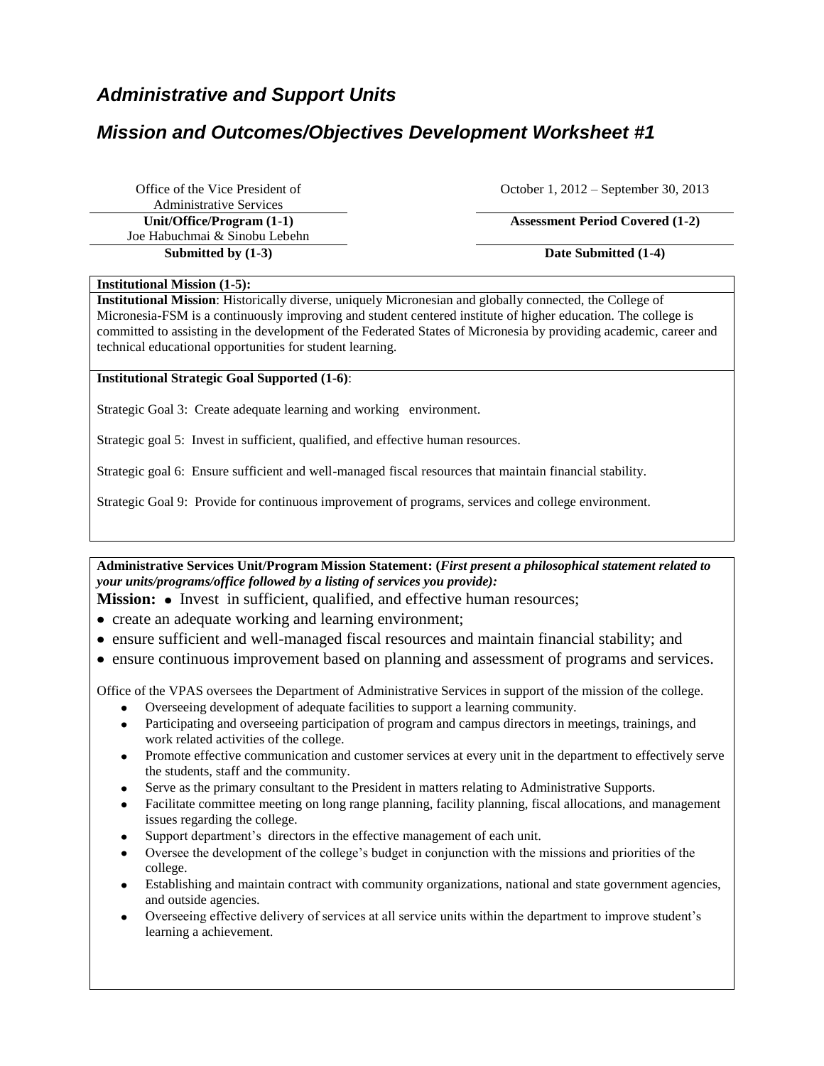## *Administrative and Support Units*

## *Mission and Outcomes/Objectives Development Worksheet #1*

| Office of the Vice President of Administrative Services | October 1, 2012 – September 30, 2013 |
|---|---|
| **Unit/Office/Program (1-1)** | **Assessment Period Covered (1-2)** |
| Joe Habuchmai & Sinobu Lebehn | |
| **Submitted by (1-3)** | **Date Submitted (1-4)** |

**Institutional Mission (1-5):**

**Institutional Mission**: Historically diverse, uniquely Micronesian and globally connected, the College of Micronesia-FSM is a continuously improving and student centered institute of higher education. The college is committed to assisting in the development of the Federated States of Micronesia by providing academic, career and technical educational opportunities for student learning.

**Institutional Strategic Goal Supported (1-6)**:

Strategic Goal 3: Create adequate learning and working environment.

Strategic goal 5: Invest in sufficient, qualified, and effective human resources.

Strategic goal 6: Ensure sufficient and well-managed fiscal resources that maintain financial stability.

Strategic Goal 9: Provide for continuous improvement of programs, services and college environment.

**Administrative Services Unit/Program Mission Statement: (*First present a philosophical statement related to your units/programs/office followed by a listing of services you provide):***

**Mission:**
- Invest in sufficient, qualified, and effective human resources;
- create an adequate working and learning environment;
- ensure sufficient and well-managed fiscal resources and maintain financial stability; and
- ensure continuous improvement based on planning and assessment of programs and services.

Office of the VPAS oversees the Department of Administrative Services in support of the mission of the college.

- Overseeing development of adequate facilities to support a learning community.
- Participating and overseeing participation of program and campus directors in meetings, trainings, and work related activities of the college.
- Promote effective communication and customer services at every unit in the department to effectively serve the students, staff and the community.
- Serve as the primary consultant to the President in matters relating to Administrative Supports.
- Facilitate committee meeting on long range planning, facility planning, fiscal allocations, and management issues regarding the college.
- Support department's directors in the effective management of each unit.
- Oversee the development of the college's budget in conjunction with the missions and priorities of the college.
- Establishing and maintain contract with community organizations, national and state government agencies, and outside agencies.
- Overseeing effective delivery of services at all service units within the department to improve student's learning a achievement.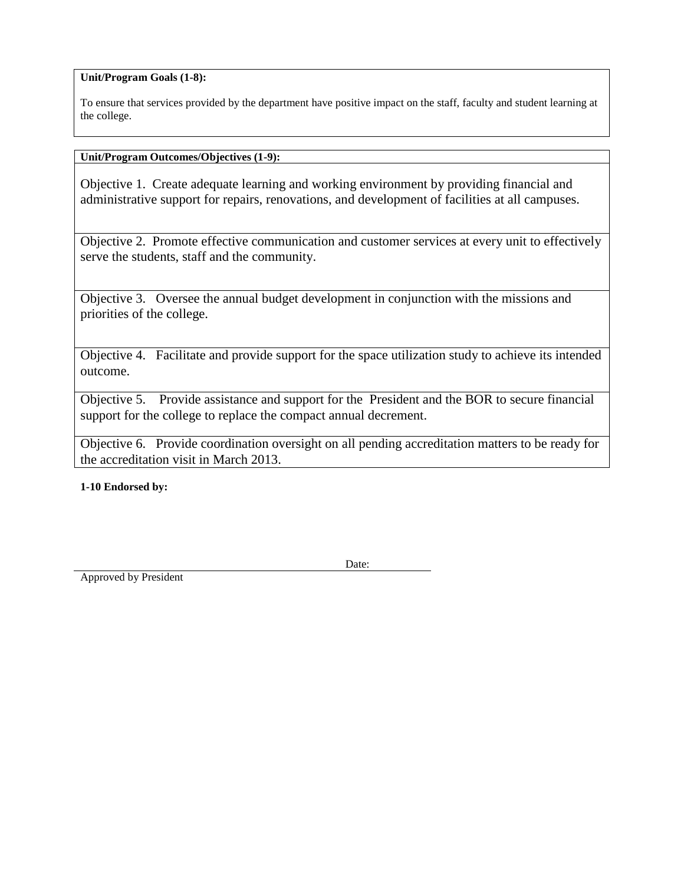**Unit/Program Goals (1-8):**

To ensure that services provided by the department have positive impact on the staff, faculty and student learning at the college.

**Unit/Program Outcomes/Objectives (1-9):**

Objective 1. Create adequate learning and working environment by providing financial and administrative support for repairs, renovations, and development of facilities at all campuses.

Objective 2. Promote effective communication and customer services at every unit to effectively serve the students, staff and the community.

Objective 3. Oversee the annual budget development in conjunction with the missions and priorities of the college.

Objective 4. Facilitate and provide support for the space utilization study to achieve its intended outcome.

Objective 5. Provide assistance and support for the President and the BOR to secure financial support for the college to replace the compact annual decrement.

Objective 6. Provide coordination oversight on all pending accreditation matters to be ready for the accreditation visit in March 2013.

**1-10 Endorsed by:**

Date:

Approved by President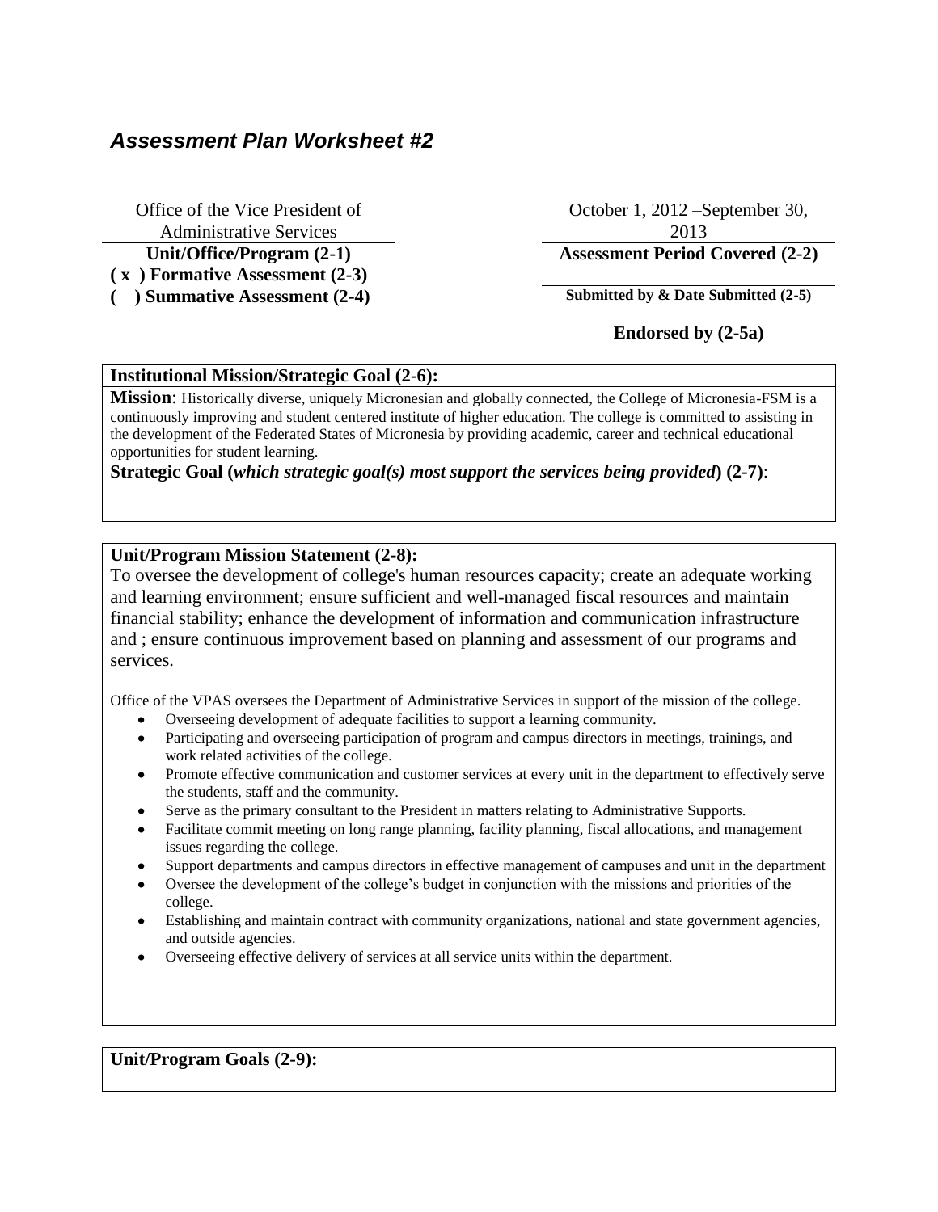## *Assessment Plan Worksheet #2*

| | |
|---|---|
| Office of the Vice President of Administrative Services | October 1, 2012 –September 30, 2013 |
| **Unit/Office/Program (2-1)** | **Assessment Period Covered (2-2)** |
| **( x ) Formative Assessment (2-3)** | |
| **( ) Summative Assessment (2-4)** | **Submitted by & Date Submitted (2-5)** |
| | **Endorsed by (2-5a)** |

**Institutional Mission/Strategic Goal (2-6):**

**Mission**: Historically diverse, uniquely Micronesian and globally connected, the College of Micronesia-FSM is a continuously improving and student centered institute of higher education. The college is committed to assisting in the development of the Federated States of Micronesia by providing academic, career and technical educational opportunities for student learning.

**Strategic Goal (*which strategic goal(s) most support the services being provided*) (2-7)**:

**Unit/Program Mission Statement (2-8):**

To oversee the development of college's human resources capacity; create an adequate working and learning environment; ensure sufficient and well-managed fiscal resources and maintain financial stability; enhance the development of information and communication infrastructure and ; ensure continuous improvement based on planning and assessment of our programs and services.

Office of the VPAS oversees the Department of Administrative Services in support of the mission of the college.

- Overseeing development of adequate facilities to support a learning community.
- Participating and overseeing participation of program and campus directors in meetings, trainings, and work related activities of the college.
- Promote effective communication and customer services at every unit in the department to effectively serve the students, staff and the community.
- Serve as the primary consultant to the President in matters relating to Administrative Supports.
- Facilitate commit meeting on long range planning, facility planning, fiscal allocations, and management issues regarding the college.
- Support departments and campus directors in effective management of campuses and unit in the department
- Oversee the development of the college's budget in conjunction with the missions and priorities of the college.
- Establishing and maintain contract with community organizations, national and state government agencies, and outside agencies.
- Overseeing effective delivery of services at all service units within the department.

**Unit/Program Goals (2-9):**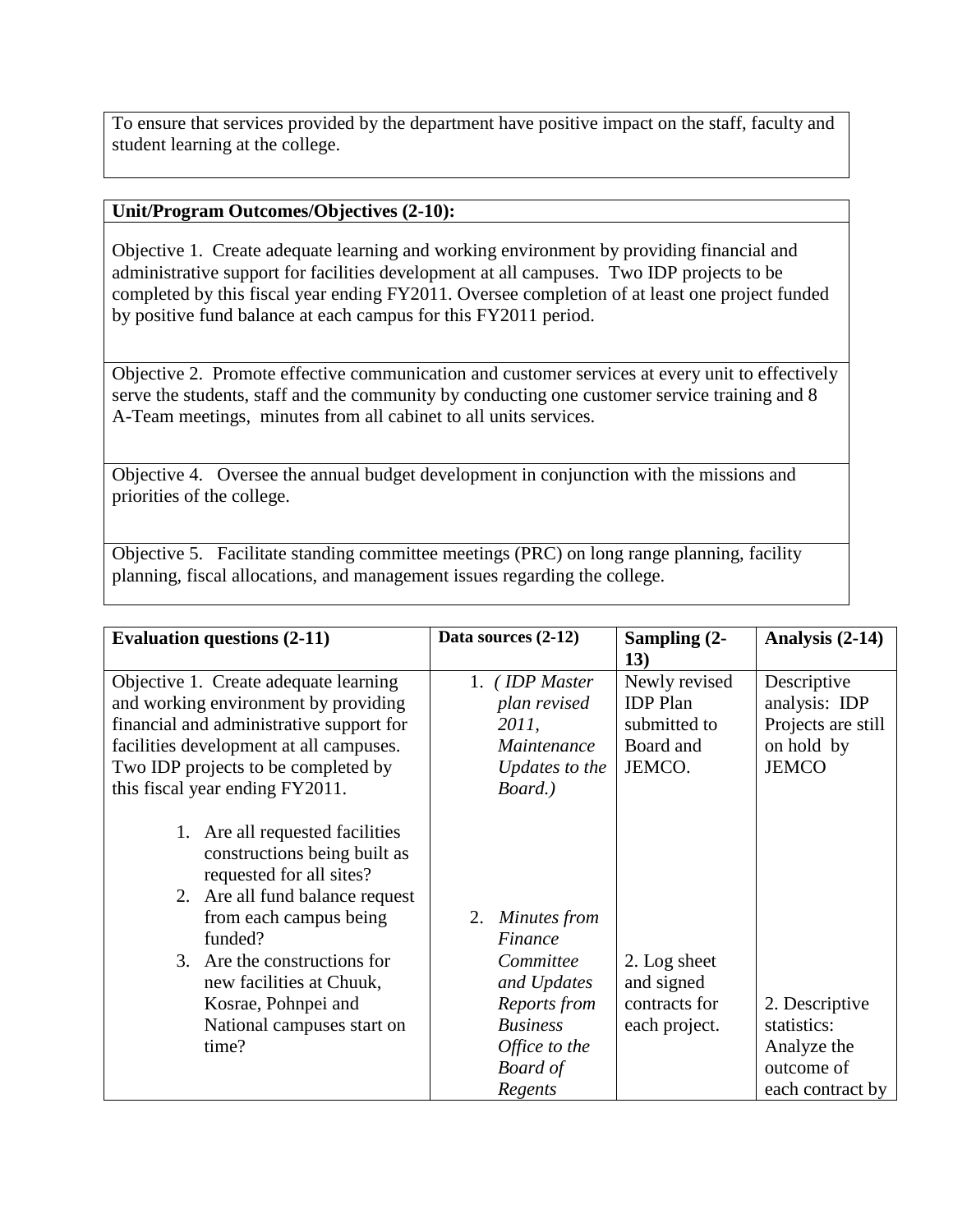To ensure that services provided by the department have positive impact on the staff, faculty and student learning at the college.

| **Unit/Program Outcomes/Objectives (2-10):** |
|---|
| Objective 1. Create adequate learning and working environment by providing financial and administrative support for facilities development at all campuses. Two IDP projects to be completed by this fiscal year ending FY2011. Oversee completion of at least one project funded by positive fund balance at each campus for this FY2011 period. |
| Objective 2. Promote effective communication and customer services at every unit to effectively serve the students, staff and the community by conducting one customer service training and 8 A-Team meetings, minutes from all cabinet to all units services. |
| Objective 4. Oversee the annual budget development in conjunction with the missions and priorities of the college. |
| Objective 5. Facilitate standing committee meetings (PRC) on long range planning, facility planning, fiscal allocations, and management issues regarding the college. |

| **Evaluation questions (2-11)** | **Data sources (2-12)** | **Sampling (2-13)** | **Analysis (2-14)** |
|---|---|---|---|
| Objective 1. Create adequate learning and working environment by providing financial and administrative support for facilities development at all campuses. Two IDP projects to be completed by this fiscal year ending FY2011.<br><br>1. Are all requested facilities constructions being built as requested for all sites?<br>2. Are all fund balance request from each campus being funded?<br>3. Are the constructions for new facilities at Chuuk, Kosrae, Pohnpei and National campuses start on time? | 1. *( IDP Master plan revised 2011, Maintenance Updates to the Board.)*<br><br>2. *Minutes from Finance Committee and Updates Reports from Business Office to the Board of Regents* | Newly revised IDP Plan submitted to Board and JEMCO.<br><br>2. Log sheet and signed contracts for each project. | Descriptive analysis: IDP Projects are still on hold by JEMCO<br><br>2. Descriptive statistics: Analyze the outcome of each contract by |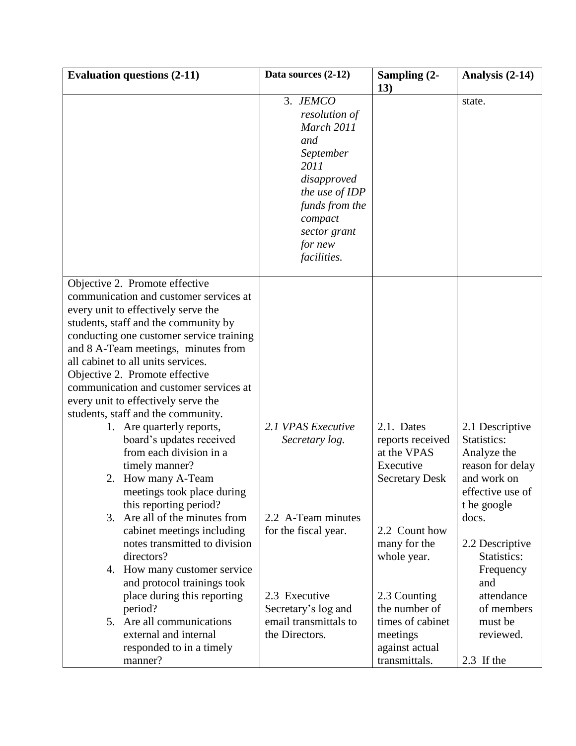| Evaluation questions (2-11) | Data sources (2-12) | Sampling (2-13) | Analysis (2-14) |
|---|---|---|---|
| | 3. *JEMCO resolution of March 2011 and September 2011 disapproved the use of IDP funds from the compact sector grant for new facilities.* | | state. |
| Objective 2. Promote effective communication and customer services at every unit to effectively serve the students, staff and the community by conducting one customer service training and 8 A-Team meetings, minutes from all cabinet to all units services.<br>Objective 2. Promote effective communication and customer services at every unit to effectively serve the students, staff and the community.<br>1. Are quarterly reports, board's updates received from each division in a timely manner?<br>2. How many A-Team meetings took place during this reporting period?<br>3. Are all of the minutes from cabinet meetings including notes transmitted to division directors?<br>4. How many customer service and protocol trainings took place during this reporting period?<br>5. Are all communications external and internal responded to in a timely manner? | *2.1 VPAS Executive Secretary log.*<br><br>2.2 A-Team minutes for the fiscal year.<br><br>2.3 Executive Secretary's log and email transmittals to the Directors. | 2.1. Dates reports received at the VPAS Executive Secretary Desk<br><br>2.2 Count how many for the whole year.<br><br>2.3 Counting the number of times of cabinet meetings against actual transmittals. | 2.1 Descriptive Statistics: Analyze the reason for delay and work on effective use of t he google docs.<br><br>2.2 Descriptive Statistics: Frequency and attendance of members must be reviewed.<br><br>2.3 If the |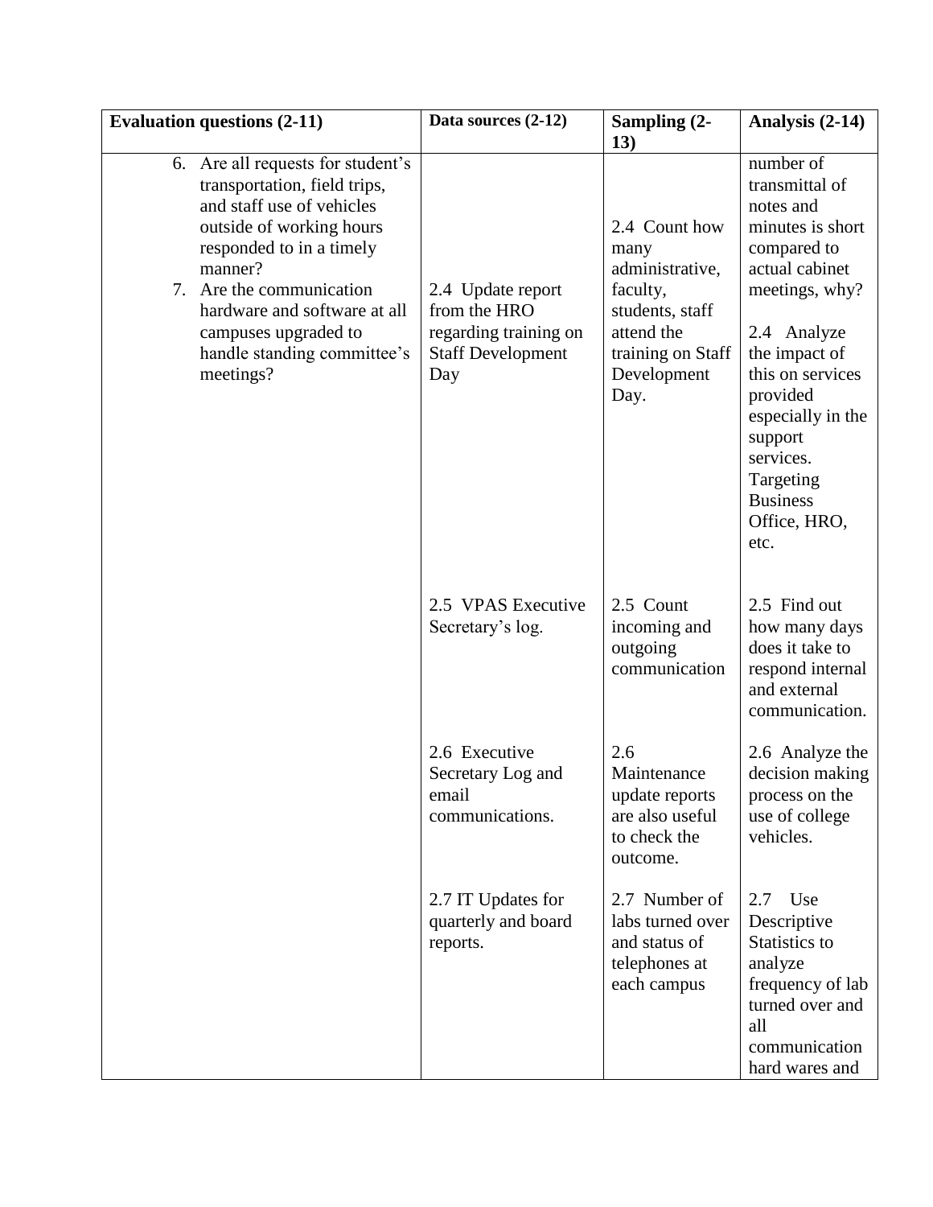| Evaluation questions (2-11) | Data sources (2-12) | Sampling (2-13) | Analysis (2-14) |
|---|---|---|---|
| 6. Are all requests for student's transportation, field trips, and staff use of vehicles outside of working hours responded to in a timely manner?<br>7. Are the communication hardware and software at all campuses upgraded to handle standing committee's meetings? | 2.4 Update report from the HRO regarding training on Staff Development Day | 2.4 Count how many administrative, faculty, students, staff attend the training on Staff Development Day. | number of transmittal of notes and minutes is short compared to actual cabinet meetings, why?<br><br>2.4 Analyze the impact of this on services provided especially in the support services. Targeting Business Office, HRO, etc. |
| | 2.5 VPAS Executive Secretary's log. | 2.5 Count incoming and outgoing communication | 2.5 Find out how many days does it take to respond internal and external communication. |
| | 2.6 Executive Secretary Log and email communications. | 2.6 Maintenance update reports are also useful to check the outcome. | 2.6 Analyze the decision making process on the use of college vehicles. |
| | 2.7 IT Updates for quarterly and board reports. | 2.7 Number of labs turned over and status of telephones at each campus | 2.7 Use Descriptive Statistics to analyze frequency of lab turned over and all communication hard wares and |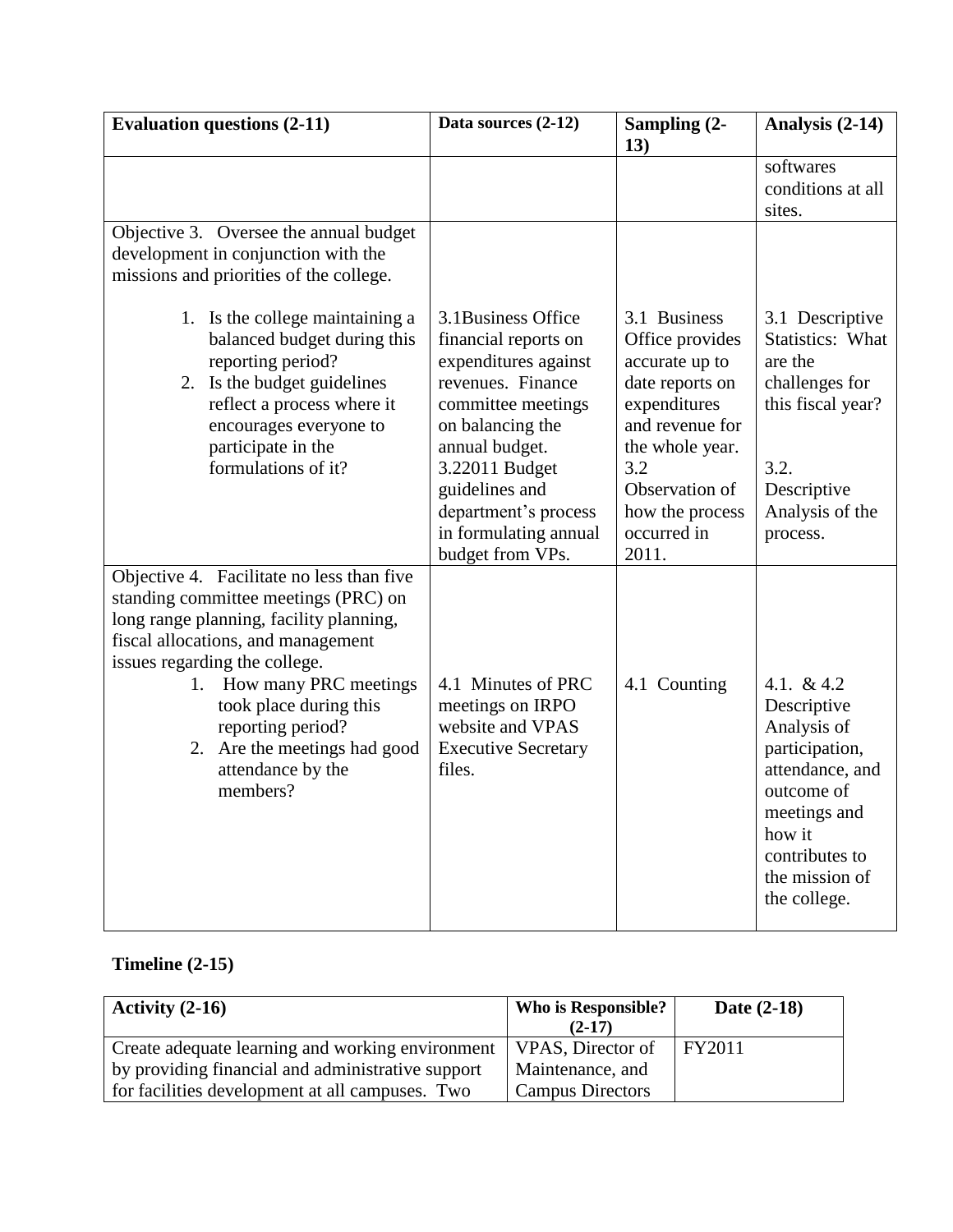| Evaluation questions (2-11) | Data sources (2-12) | Sampling (2-13) | Analysis (2-14) |
|---|---|---|---|
| | | | softwares conditions at all sites. |
| Objective 3. Oversee the annual budget development in conjunction with the missions and priorities of the college.<br><br>1. Is the college maintaining a balanced budget during this reporting period?<br>2. Is the budget guidelines reflect a process where it encourages everyone to participate in the formulations of it? | 3.1Business Office financial reports on expenditures against revenues. Finance committee meetings on balancing the annual budget.<br>3.22011 Budget guidelines and department's process in formulating annual budget from VPs. | 3.1 Business Office provides accurate up to date reports on expenditures and revenue for the whole year.<br>3.2 Observation of how the process occurred in 2011. | 3.1 Descriptive Statistics: What are the challenges for this fiscal year?<br><br>3.2. Descriptive Analysis of the process. |
| Objective 4. Facilitate no less than five standing committee meetings (PRC) on long range planning, facility planning, fiscal allocations, and management issues regarding the college.<br>1. How many PRC meetings took place during this reporting period?<br>2. Are the meetings had good attendance by the members? | 4.1 Minutes of PRC meetings on IRPO website and VPAS Executive Secretary files. | 4.1 Counting | 4.1. & 4.2 Descriptive Analysis of participation, attendance, and outcome of meetings and how it contributes to the mission of the college. |

**Timeline (2-15)**

| Activity (2-16) | Who is Responsible? (2-17) | Date (2-18) |
|---|---|---|
| Create adequate learning and working environment by providing financial and administrative support for facilities development at all campuses. Two | VPAS, Director of Maintenance, and Campus Directors | FY2011 |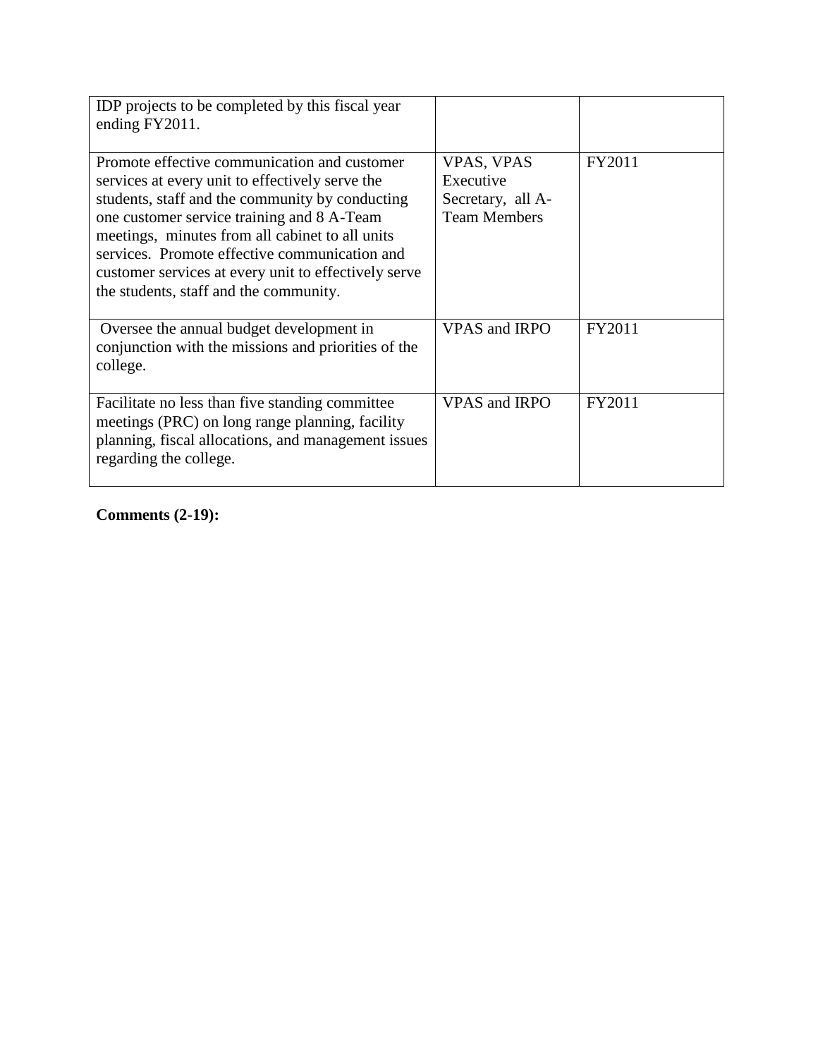| | | |
|---|---|---|
| IDP projects to be completed by this fiscal year ending FY2011. | | |
| Promote effective communication and customer services at every unit to effectively serve the students, staff and the community by conducting one customer service training and 8 A-Team meetings, minutes from all cabinet to all units services. Promote effective communication and customer services at every unit to effectively serve the students, staff and the community. | VPAS, VPAS Executive Secretary, all A-Team Members | FY2011 |
| Oversee the annual budget development in conjunction with the missions and priorities of the college. | VPAS and IRPO | FY2011 |
| Facilitate no less than five standing committee meetings (PRC) on long range planning, facility planning, fiscal allocations, and management issues regarding the college. | VPAS and IRPO | FY2011 |

**Comments (2-19):**